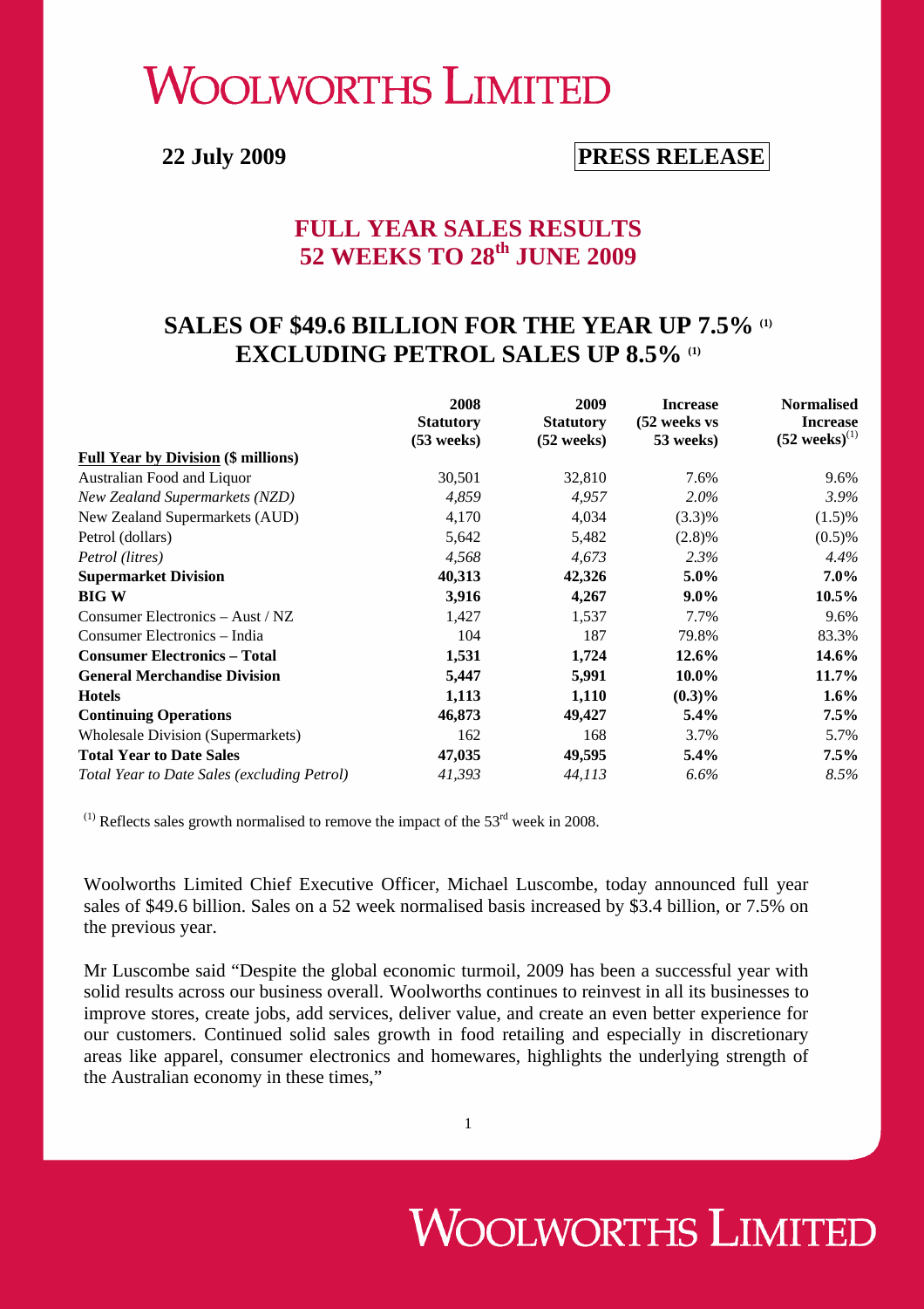# WOOLWORTHS LIMITED

**22 July 2009** **PRESS RELEASE**

## FULL YEAR SALES RESULTS
## 52 WEEKS TO 28th JUNE 2009

## SALES OF $49.6 BILLION FOR THE YEAR UP 7.5% (1)
## EXCLUDING PETROL SALES UP 8.5% (1)

| | 2008 Statutory (53 weeks) | 2009 Statutory (52 weeks) | Increase (52 weeks vs 53 weeks) | Normalised Increase (52 weeks)(1) |
|---|---|---|---|---|
| **Full Year by Division ($ millions)** | | | | |
| Australian Food and Liquor | 30,501 | 32,810 | 7.6% | 9.6% |
| *New Zealand Supermarkets (NZD)* | *4,859* | *4,957* | *2.0%* | *3.9%* |
| New Zealand Supermarkets (AUD) | 4,170 | 4,034 | (3.3)% | (1.5)% |
| Petrol (dollars) | 5,642 | 5,482 | (2.8)% | (0.5)% |
| *Petrol (litres)* | *4,568* | *4,673* | *2.3%* | *4.4%* |
| **Supermarket Division** | **40,313** | **42,326** | **5.0%** | **7.0%** |
| **BIG W** | **3,916** | **4,267** | **9.0%** | **10.5%** |
| Consumer Electronics – Aust / NZ | 1,427 | 1,537 | 7.7% | 9.6% |
| Consumer Electronics – India | 104 | 187 | 79.8% | 83.3% |
| **Consumer Electronics – Total** | **1,531** | **1,724** | **12.6%** | **14.6%** |
| **General Merchandise Division** | **5,447** | **5,991** | **10.0%** | **11.7%** |
| **Hotels** | **1,113** | **1,110** | **(0.3)%** | **1.6%** |
| **Continuing Operations** | **46,873** | **49,427** | **5.4%** | **7.5%** |
| Wholesale Division (Supermarkets) | 162 | 168 | 3.7% | 5.7% |
| **Total Year to Date Sales** | **47,035** | **49,595** | **5.4%** | **7.5%** |
| *Total Year to Date Sales (excluding Petrol)* | *41,393* | *44,113* | *6.6%* | *8.5%* |

(1) Reflects sales growth normalised to remove the impact of the 53rd week in 2008.

Woolworths Limited Chief Executive Officer, Michael Luscombe, today announced full year sales of $49.6 billion. Sales on a 52 week normalised basis increased by $3.4 billion, or 7.5% on the previous year.

Mr Luscombe said "Despite the global economic turmoil, 2009 has been a successful year with solid results across our business overall. Woolworths continues to reinvest in all its businesses to improve stores, create jobs, add services, deliver value, and create an even better experience for our customers. Continued solid sales growth in food retailing and especially in discretionary areas like apparel, consumer electronics and homewares, highlights the underlying strength of the Australian economy in these times,"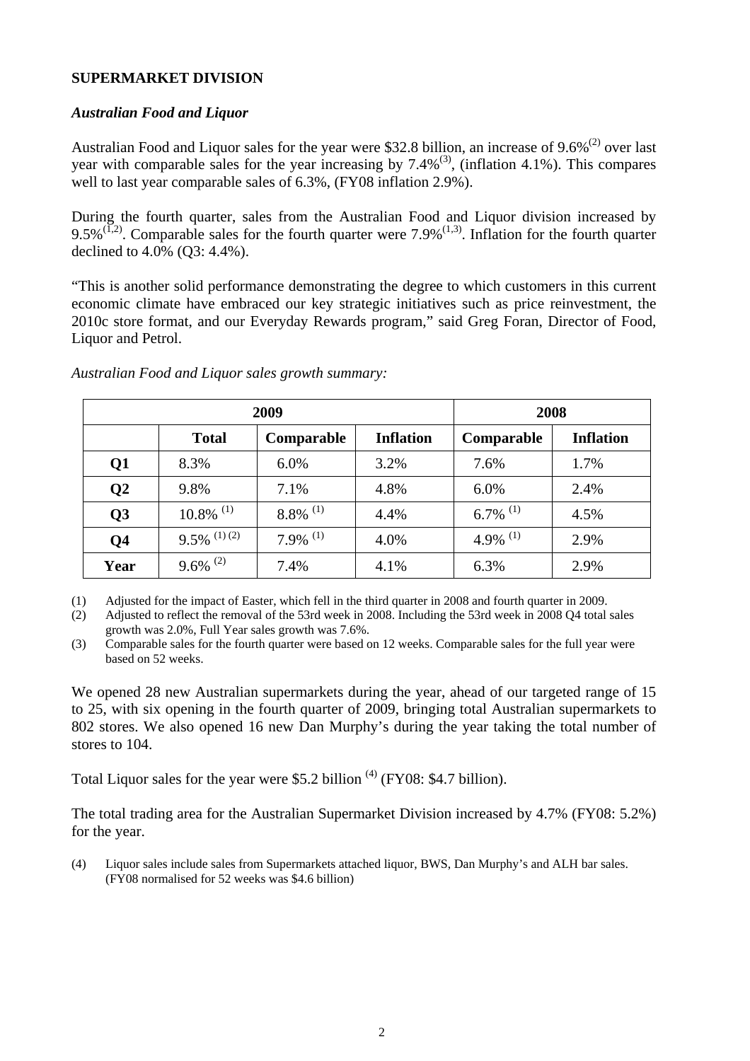## SUPERMARKET DIVISION

### *Australian Food and Liquor*

Australian Food and Liquor sales for the year were $32.8 billion, an increase of 9.6%[2] over last year with comparable sales for the year increasing by 7.4%[3], (inflation 4.1%). This compares well to last year comparable sales of 6.3%, (FY08 inflation 2.9%).

During the fourth quarter, sales from the Australian Food and Liquor division increased by 9.5%[1,2]. Comparable sales for the fourth quarter were 7.9%[1,3]. Inflation for the fourth quarter declined to 4.0% (Q3: 4.4%).

"This is another solid performance demonstrating the degree to which customers in this current economic climate have embraced our key strategic initiatives such as price reinvestment, the 2010c store format, and our Everyday Rewards program," said Greg Foran, Director of Food, Liquor and Petrol.

*Australian Food and Liquor sales growth summary:*

| | 2009 | | | 2008 | |
|---|---|---|---|---|---|
| | **Total** | **Comparable** | **Inflation** | **Comparable** | **Inflation** |
| **Q1** | 8.3% | 6.0% | 3.2% | 7.6% | 1.7% |
| **Q2** | 9.8% | 7.1% | 4.8% | 6.0% | 2.4% |
| **Q3** | 10.8% [1] | 8.8% [1] | 4.4% | 6.7% [1] | 4.5% |
| **Q4** | 9.5% [1] [2] | 7.9% [1] | 4.0% | 4.9% [1] | 2.9% |
| **Year** | 9.6% [2] | 7.4% | 4.1% | 6.3% | 2.9% |

(1) Adjusted for the impact of Easter, which fell in the third quarter in 2008 and fourth quarter in 2009.
(2) Adjusted to reflect the removal of the 53rd week in 2008. Including the 53rd week in 2008 Q4 total sales growth was 2.0%, Full Year sales growth was 7.6%.
(3) Comparable sales for the fourth quarter were based on 12 weeks. Comparable sales for the full year were based on 52 weeks.

We opened 28 new Australian supermarkets during the year, ahead of our targeted range of 15 to 25, with six opening in the fourth quarter of 2009, bringing total Australian supermarkets to 802 stores. We also opened 16 new Dan Murphy's during the year taking the total number of stores to 104.

Total Liquor sales for the year were $5.2 billion [4] (FY08: $4.7 billion).

The total trading area for the Australian Supermarket Division increased by 4.7% (FY08: 5.2%) for the year.

(4) Liquor sales include sales from Supermarkets attached liquor, BWS, Dan Murphy's and ALH bar sales. (FY08 normalised for 52 weeks was $4.6 billion)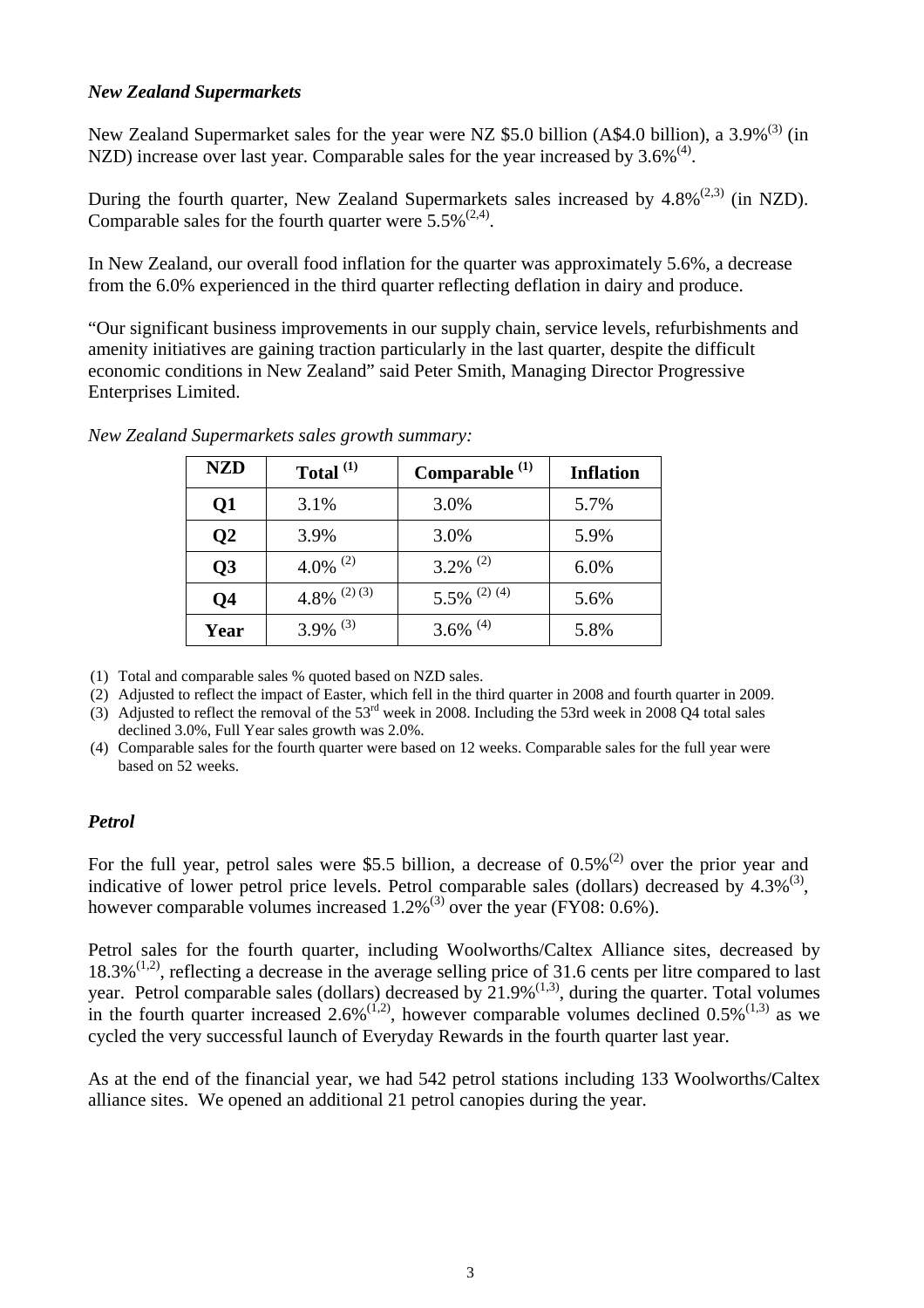### *New Zealand Supermarkets*

New Zealand Supermarket sales for the year were NZ \$5.0 billion (A\$4.0 billion), a 3.9%[3] (in NZD) increase over last year. Comparable sales for the year increased by 3.6%[4].

During the fourth quarter, New Zealand Supermarkets sales increased by 4.8%[2,3] (in NZD). Comparable sales for the fourth quarter were 5.5%[2,4].

In New Zealand, our overall food inflation for the quarter was approximately 5.6%, a decrease from the 6.0% experienced in the third quarter reflecting deflation in dairy and produce.

"Our significant business improvements in our supply chain, service levels, refurbishments and amenity initiatives are gaining traction particularly in the last quarter, despite the difficult economic conditions in New Zealand" said Peter Smith, Managing Director Progressive Enterprises Limited.

*New Zealand Supermarkets sales growth summary:*

| NZD | Total [1] | Comparable [1] | Inflation |
|---|---|---|---|
| **Q1** | 3.1% | 3.0% | 5.7% |
| **Q2** | 3.9% | 3.0% | 5.9% |
| **Q3** | 4.0% [2] | 3.2% [2] | 6.0% |
| **Q4** | 4.8% [2] [3] | 5.5% [2] [4] | 5.6% |
| **Year** | 3.9% [3] | 3.6% [4] | 5.8% |

(1) Total and comparable sales % quoted based on NZD sales.
(2) Adjusted to reflect the impact of Easter, which fell in the third quarter in 2008 and fourth quarter in 2009.
(3) Adjusted to reflect the removal of the 53rd week in 2008. Including the 53rd week in 2008 Q4 total sales declined 3.0%, Full Year sales growth was 2.0%.
(4) Comparable sales for the fourth quarter were based on 12 weeks. Comparable sales for the full year were based on 52 weeks.

### *Petrol*

For the full year, petrol sales were \$5.5 billion, a decrease of 0.5%[2] over the prior year and indicative of lower petrol price levels. Petrol comparable sales (dollars) decreased by 4.3%[3], however comparable volumes increased 1.2%[3] over the year (FY08: 0.6%).

Petrol sales for the fourth quarter, including Woolworths/Caltex Alliance sites, decreased by 18.3%[1,2], reflecting a decrease in the average selling price of 31.6 cents per litre compared to last year. Petrol comparable sales (dollars) decreased by 21.9%[1,3], during the quarter. Total volumes in the fourth quarter increased 2.6%[1,2], however comparable volumes declined 0.5%[1,3] as we cycled the very successful launch of Everyday Rewards in the fourth quarter last year.

As at the end of the financial year, we had 542 petrol stations including 133 Woolworths/Caltex alliance sites. We opened an additional 21 petrol canopies during the year.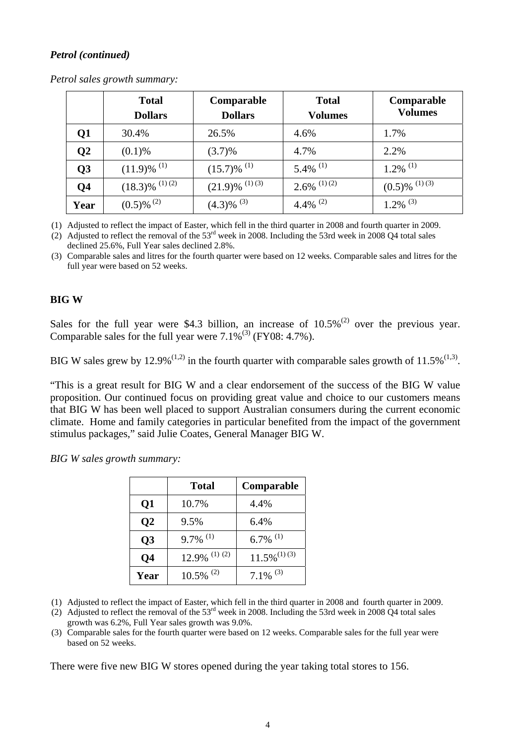### *Petrol (continued)*

*Petrol sales growth summary:*

| | Total Dollars | Comparable Dollars | Total Volumes | Comparable Volumes |
|---|---|---|---|---|
| **Q1** | 30.4% | 26.5% | 4.6% | 1.7% |
| **Q2** | (0.1)% | (3.7)% | 4.7% | 2.2% |
| **Q3** | (11.9)% [1] | (15.7)% [1] | 5.4% [1] | 1.2% [1] |
| **Q4** | (18.3)% [1] [2] | (21.9)% [1] [3] | 2.6% [1] [2] | (0.5)% [1] [3] |
| **Year** | (0.5)% [2] | (4.3)% [3] | 4.4% [2] | 1.2% [3] |

(1) Adjusted to reflect the impact of Easter, which fell in the third quarter in 2008 and fourth quarter in 2009.
(2) Adjusted to reflect the removal of the 53rd week in 2008. Including the 53rd week in 2008 Q4 total sales declined 25.6%, Full Year sales declined 2.8%.
(3) Comparable sales and litres for the fourth quarter were based on 12 weeks. Comparable sales and litres for the full year were based on 52 weeks.

## BIG W

Sales for the full year were $4.3 billion, an increase of 10.5%[2] over the previous year. Comparable sales for the full year were 7.1%[3] (FY08: 4.7%).

BIG W sales grew by 12.9%[1,2] in the fourth quarter with comparable sales growth of 11.5%[1,3].

"This is a great result for BIG W and a clear endorsement of the success of the BIG W value proposition. Our continued focus on providing great value and choice to our customers means that BIG W has been well placed to support Australian consumers during the current economic climate. Home and family categories in particular benefited from the impact of the government stimulus packages," said Julie Coates, General Manager BIG W.

*BIG W sales growth summary:*

| | Total | Comparable |
|---|---|---|
| **Q1** | 10.7% | 4.4% |
| **Q2** | 9.5% | 6.4% |
| **Q3** | 9.7% [1] | 6.7% [1] |
| **Q4** | 12.9% [1] [2] | 11.5% [1] [3] |
| **Year** | 10.5% [2] | 7.1% [3] |

(1) Adjusted to reflect the impact of Easter, which fell in the third quarter in 2008 and fourth quarter in 2009.
(2) Adjusted to reflect the removal of the 53rd week in 2008. Including the 53rd week in 2008 Q4 total sales growth was 6.2%, Full Year sales growth was 9.0%.
(3) Comparable sales for the fourth quarter were based on 12 weeks. Comparable sales for the full year were based on 52 weeks.

There were five new BIG W stores opened during the year taking total stores to 156.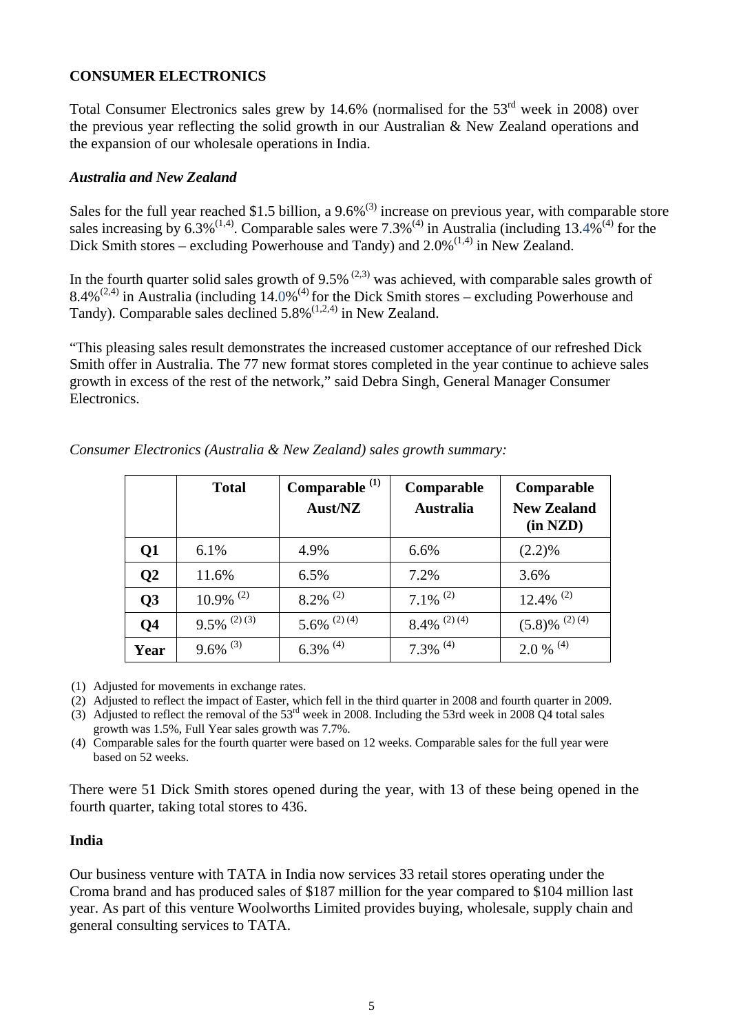**CONSUMER ELECTRONICS**

Total Consumer Electronics sales grew by 14.6% (normalised for the 53rd week in 2008) over the previous year reflecting the solid growth in our Australian & New Zealand operations and the expansion of our wholesale operations in India.

***Australia and New Zealand***

Sales for the full year reached $1.5 billion, a 9.6%[3] increase on previous year, with comparable store sales increasing by 6.3%[1,4]. Comparable sales were 7.3%[4] in Australia (including 13.4%[4] for the Dick Smith stores – excluding Powerhouse and Tandy) and 2.0%[1,4] in New Zealand.

In the fourth quarter solid sales growth of 9.5% [2,3] was achieved, with comparable sales growth of 8.4%[2,4] in Australia (including 14.0%[4] for the Dick Smith stores – excluding Powerhouse and Tandy). Comparable sales declined 5.8%[1,2,4] in New Zealand.

"This pleasing sales result demonstrates the increased customer acceptance of our refreshed Dick Smith offer in Australia. The 77 new format stores completed in the year continue to achieve sales growth in excess of the rest of the network," said Debra Singh, General Manager Consumer Electronics.

*Consumer Electronics (Australia & New Zealand) sales growth summary:*

| | **Total** | **Comparable [1] Aust/NZ** | **Comparable Australia** | **Comparable New Zealand (in NZD)** |
|---|---|---|---|---|
| **Q1** | 6.1% | 4.9% | 6.6% | (2.2)% |
| **Q2** | 11.6% | 6.5% | 7.2% | 3.6% |
| **Q3** | 10.9% [2] | 8.2% [2] | 7.1% [2] | 12.4% [2] |
| **Q4** | 9.5% [2] [3] | 5.6% [2] [4] | 8.4% [2] [4] | (5.8)% [2] [4] |
| **Year** | 9.6% [3] | 6.3% [4] | 7.3% [4] | 2.0 % [4] |

(1) Adjusted for movements in exchange rates.
(2) Adjusted to reflect the impact of Easter, which fell in the third quarter in 2008 and fourth quarter in 2009.
(3) Adjusted to reflect the removal of the 53rd week in 2008. Including the 53rd week in 2008 Q4 total sales growth was 1.5%, Full Year sales growth was 7.7%.
(4) Comparable sales for the fourth quarter were based on 12 weeks. Comparable sales for the full year were based on 52 weeks.

There were 51 Dick Smith stores opened during the year, with 13 of these being opened in the fourth quarter, taking total stores to 436.

**India**

Our business venture with TATA in India now services 33 retail stores operating under the Croma brand and has produced sales of $187 million for the year compared to $104 million last year. As part of this venture Woolworths Limited provides buying, wholesale, supply chain and general consulting services to TATA.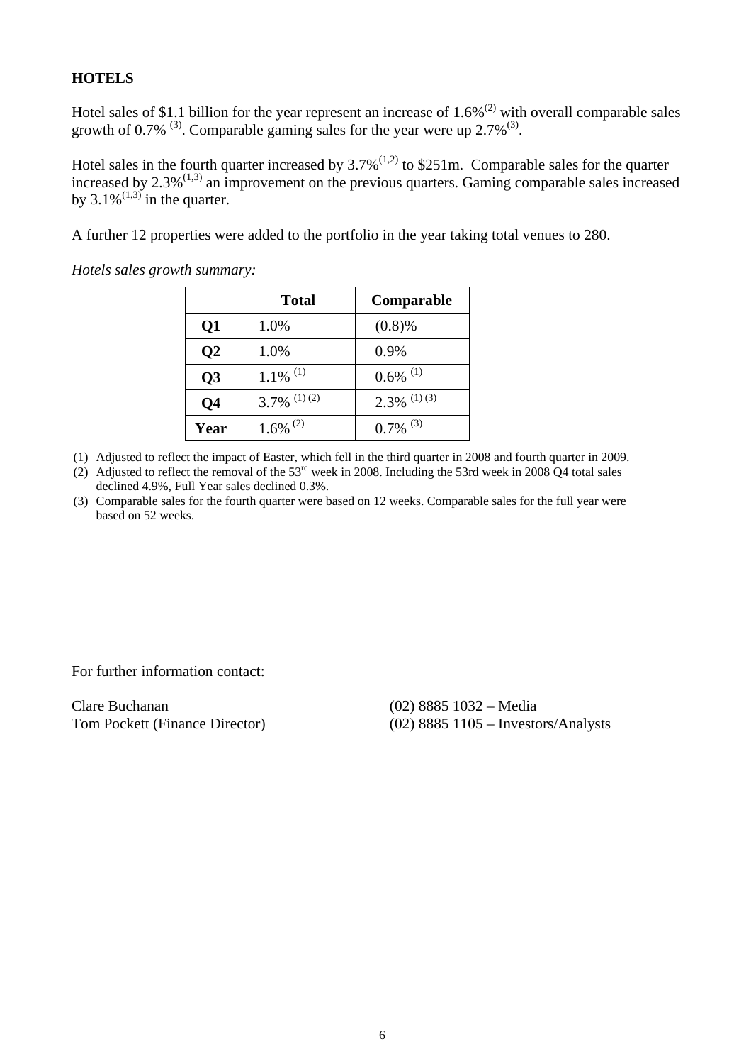**HOTELS**

Hotel sales of $1.1 billion for the year represent an increase of 1.6%[2] with overall comparable sales growth of 0.7% [3]. Comparable gaming sales for the year were up 2.7%[3].

Hotel sales in the fourth quarter increased by 3.7%[1,2] to $251m. Comparable sales for the quarter increased by 2.3%[1,3] an improvement on the previous quarters. Gaming comparable sales increased by 3.1%[1,3] in the quarter.

A further 12 properties were added to the portfolio in the year taking total venues to 280.

*Hotels sales growth summary:*

| | **Total** | **Comparable** |
|---|---|---|
| **Q1** | 1.0% | (0.8)% |
| **Q2** | 1.0% | 0.9% |
| **Q3** | 1.1% [1] | 0.6% [1] |
| **Q4** | 3.7% [1] [2] | 2.3% [1] [3] |
| **Year** | 1.6% [2] | 0.7% [3] |

(1) Adjusted to reflect the impact of Easter, which fell in the third quarter in 2008 and fourth quarter in 2009.

(2) Adjusted to reflect the removal of the 53rd week in 2008. Including the 53rd week in 2008 Q4 total sales declined 4.9%, Full Year sales declined 0.3%.

(3) Comparable sales for the fourth quarter were based on 12 weeks. Comparable sales for the full year were based on 52 weeks.

For further information contact:

Clare Buchanan (02) 8885 1032 – Media
Tom Pockett (Finance Director) (02) 8885 1105 – Investors/Analysts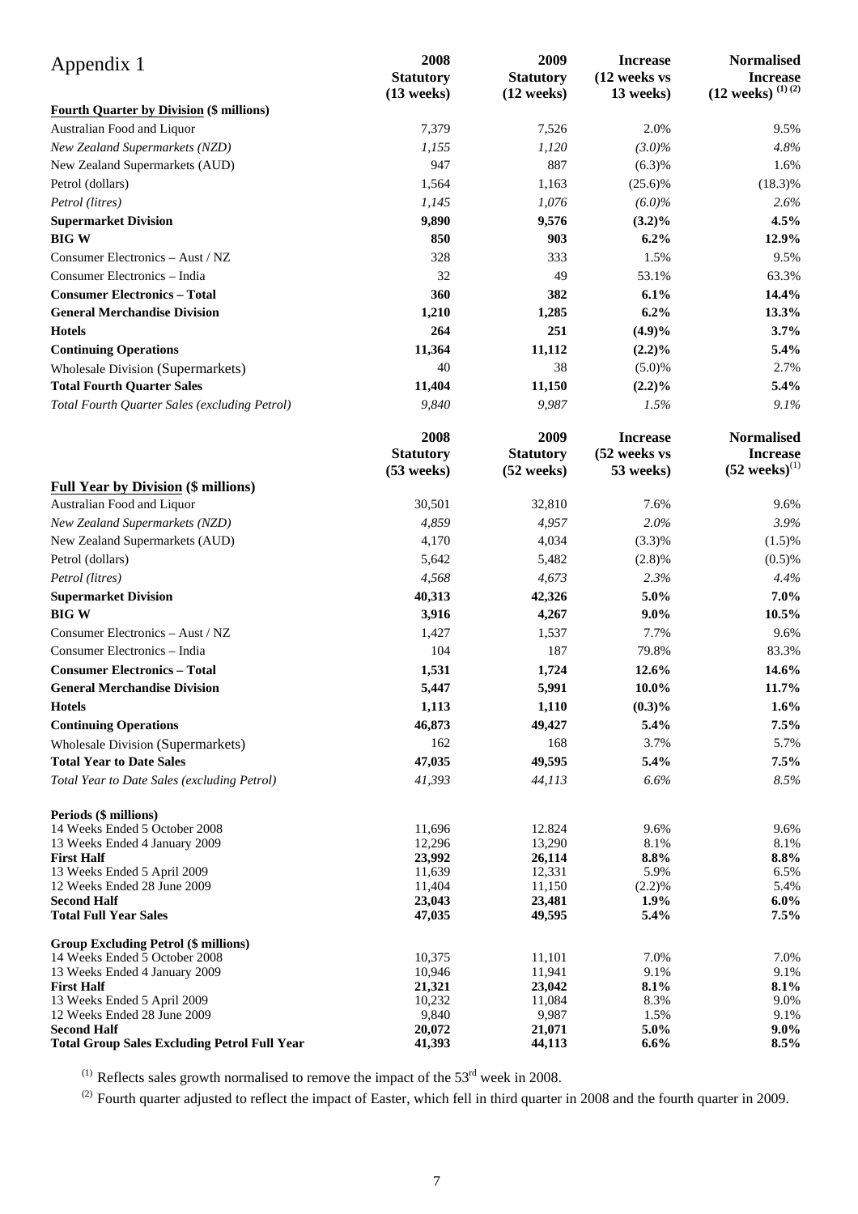# Appendix 1

| Fourth Quarter by Division ($ millions) | 2008 Statutory (13 weeks) | 2009 Statutory (12 weeks) | Increase (12 weeks vs 13 weeks) | Normalised Increase (12 weeks) [1] [2] |
|---|---|---|---|---|
| Australian Food and Liquor | 7,379 | 7,526 | 2.0% | 9.5% |
| *New Zealand Supermarkets (NZD)* | *1,155* | *1,120* | *(3.0)%* | *4.8%* |
| New Zealand Supermarkets (AUD) | 947 | 887 | (6.3)% | 1.6% |
| Petrol (dollars) | 1,564 | 1,163 | (25.6)% | (18.3)% |
| *Petrol (litres)* | *1,145* | *1,076* | *(6.0)%* | *2.6%* |
| **Supermarket Division** | **9,890** | **9,576** | **(3.2)%** | **4.5%** |
| **BIG W** | **850** | **903** | **6.2%** | **12.9%** |
| Consumer Electronics – Aust / NZ | 328 | 333 | 1.5% | 9.5% |
| Consumer Electronics – India | 32 | 49 | 53.1% | 63.3% |
| **Consumer Electronics – Total** | **360** | **382** | **6.1%** | **14.4%** |
| **General Merchandise Division** | **1,210** | **1,285** | **6.2%** | **13.3%** |
| **Hotels** | **264** | **251** | **(4.9)%** | **3.7%** |
| **Continuing Operations** | **11,364** | **11,112** | **(2.2)%** | **5.4%** |
| Wholesale Division (Supermarkets) | 40 | 38 | (5.0)% | 2.7% |
| **Total Fourth Quarter Sales** | **11,404** | **11,150** | **(2.2)%** | **5.4%** |
| *Total Fourth Quarter Sales (excluding Petrol)* | *9,840* | *9,987* | *1.5%* | *9.1%* |

| Full Year by Division ($ millions) | 2008 Statutory (53 weeks) | 2009 Statutory (52 weeks) | Increase (52 weeks vs 53 weeks) | Normalised Increase (52 weeks) [1] |
|---|---|---|---|---|
| Australian Food and Liquor | 30,501 | 32,810 | 7.6% | 9.6% |
| *New Zealand Supermarkets (NZD)* | *4,859* | *4,957* | *2.0%* | *3.9%* |
| New Zealand Supermarkets (AUD) | 4,170 | 4,034 | (3.3)% | (1.5)% |
| Petrol (dollars) | 5,642 | 5,482 | (2.8)% | (0.5)% |
| *Petrol (litres)* | *4,568* | *4,673* | *2.3%* | *4.4%* |
| **Supermarket Division** | **40,313** | **42,326** | **5.0%** | **7.0%** |
| **BIG W** | **3,916** | **4,267** | **9.0%** | **10.5%** |
| Consumer Electronics – Aust / NZ | 1,427 | 1,537 | 7.7% | 9.6% |
| Consumer Electronics – India | 104 | 187 | 79.8% | 83.3% |
| **Consumer Electronics – Total** | **1,531** | **1,724** | **12.6%** | **14.6%** |
| **General Merchandise Division** | **5,447** | **5,991** | **10.0%** | **11.7%** |
| **Hotels** | **1,113** | **1,110** | **(0.3)%** | **1.6%** |
| **Continuing Operations** | **46,873** | **49,427** | **5.4%** | **7.5%** |
| Wholesale Division (Supermarkets) | 162 | 168 | 3.7% | 5.7% |
| **Total Year to Date Sales** | **47,035** | **49,595** | **5.4%** | **7.5%** |
| *Total Year to Date Sales (excluding Petrol)* | *41,393* | *44,113* | *6.6%* | *8.5%* |

| Periods ($ millions) | 2008 | 2009 | Increase | Normalised Increase |
|---|---|---|---|---|
| 14 Weeks Ended 5 October 2008 | 11,696 | 12,824 | 9.6% | 9.6% |
| 13 Weeks Ended 4 January 2009 | 12,296 | 13,290 | 8.1% | 8.1% |
| **First Half** | **23,992** | **26,114** | **8.8%** | **8.8%** |
| 13 Weeks Ended 5 April 2009 | 11,639 | 12,331 | 5.9% | 6.5% |
| 12 Weeks Ended 28 June 2009 | 11,404 | 11,150 | (2.2)% | 5.4% |
| **Second Half** | **23,043** | **23,481** | **1.9%** | **6.0%** |
| **Total Full Year Sales** | **47,035** | **49,595** | **5.4%** | **7.5%** |
| **Group Excluding Petrol ($ millions)** | | | | |
| 14 Weeks Ended 5 October 2008 | 10,375 | 11,101 | 7.0% | 7.0% |
| 13 Weeks Ended 4 January 2009 | 10,946 | 11,941 | 9.1% | 9.1% |
| **First Half** | **21,321** | **23,042** | **8.1%** | **8.1%** |
| 13 Weeks Ended 5 April 2009 | 10,232 | 11,084 | 8.3% | 9.0% |
| 12 Weeks Ended 28 June 2009 | 9,840 | 9,987 | 1.5% | 9.1% |
| **Second Half** | **20,072** | **21,071** | **5.0%** | **9.0%** |
| **Total Group Sales Excluding Petrol Full Year** | **41,393** | **44,113** | **6.6%** | **8.5%** |

[1] Reflects sales growth normalised to remove the impact of the 53rd week in 2008.

[2] Fourth quarter adjusted to reflect the impact of Easter, which fell in third quarter in 2008 and the fourth quarter in 2009.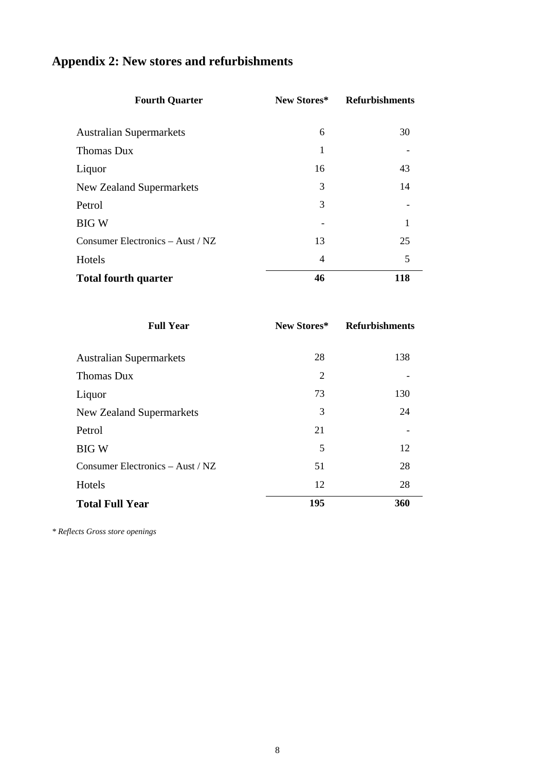## Appendix 2: New stores and refurbishments

| Fourth Quarter | New Stores* | Refurbishments |
|---|---|---|
| Australian Supermarkets | 6 | 30 |
| Thomas Dux | 1 | - |
| Liquor | 16 | 43 |
| New Zealand Supermarkets | 3 | 14 |
| Petrol | 3 | - |
| BIG W | - | 1 |
| Consumer Electronics – Aust / NZ | 13 | 25 |
| Hotels | 4 | 5 |
| **Total fourth quarter** | **46** | **118** |

| Full Year | New Stores* | Refurbishments |
|---|---|---|
| Australian Supermarkets | 28 | 138 |
| Thomas Dux | 2 | - |
| Liquor | 73 | 130 |
| New Zealand Supermarkets | 3 | 24 |
| Petrol | 21 | - |
| BIG W | 5 | 12 |
| Consumer Electronics – Aust / NZ | 51 | 28 |
| Hotels | 12 | 28 |
| **Total Full Year** | **195** | **360** |

*\* Reflects Gross store openings*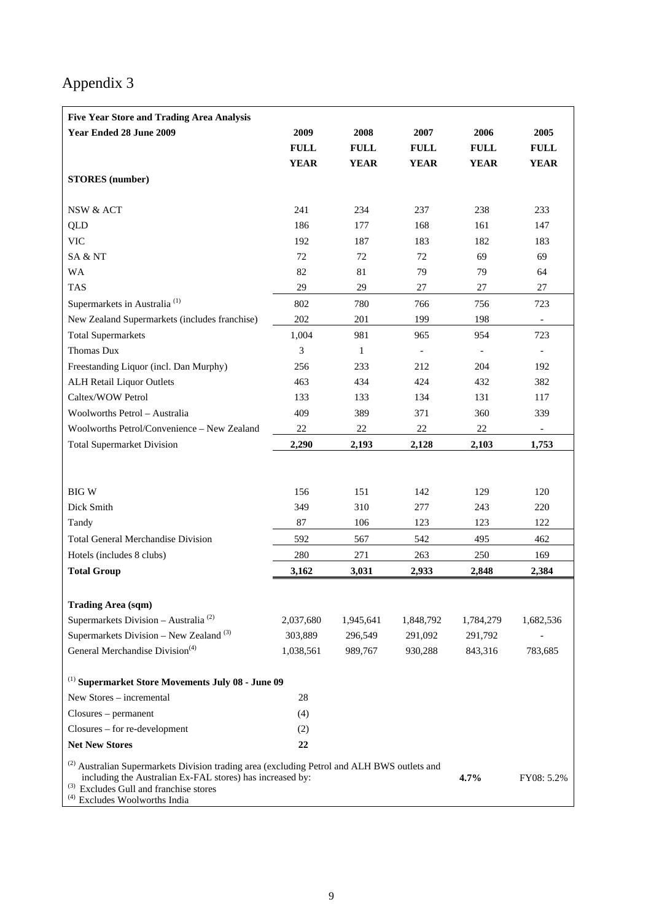# Appendix 3

| Five Year Store and Trading Area Analysis | | | | | |
|---|---|---|---|---|---|
| **Year Ended 28 June 2009** | **2009 FULL YEAR** | **2008 FULL YEAR** | **2007 FULL YEAR** | **2006 FULL YEAR** | **2005 FULL YEAR** |
| **STORES (number)** | | | | | |
| NSW & ACT | 241 | 234 | 237 | 238 | 233 |
| QLD | 186 | 177 | 168 | 161 | 147 |
| VIC | 192 | 187 | 183 | 182 | 183 |
| SA & NT | 72 | 72 | 72 | 69 | 69 |
| WA | 82 | 81 | 79 | 79 | 64 |
| TAS | 29 | 29 | 27 | 27 | 27 |
| Supermarkets in Australia [1] | 802 | 780 | 766 | 756 | 723 |
| New Zealand Supermarkets (includes franchise) | 202 | 201 | 199 | 198 | - |
| Total Supermarkets | 1,004 | 981 | 965 | 954 | 723 |
| Thomas Dux | 3 | 1 | - | - | - |
| Freestanding Liquor (incl. Dan Murphy) | 256 | 233 | 212 | 204 | 192 |
| ALH Retail Liquor Outlets | 463 | 434 | 424 | 432 | 382 |
| Caltex/WOW Petrol | 133 | 133 | 134 | 131 | 117 |
| Woolworths Petrol – Australia | 409 | 389 | 371 | 360 | 339 |
| Woolworths Petrol/Convenience – New Zealand | 22 | 22 | 22 | 22 | - |
| Total Supermarket Division | **2,290** | **2,193** | **2,128** | **2,103** | **1,753** |
| | | | | | |
| BIG W | 156 | 151 | 142 | 129 | 120 |
| Dick Smith | 349 | 310 | 277 | 243 | 220 |
| Tandy | 87 | 106 | 123 | 123 | 122 |
| Total General Merchandise Division | 592 | 567 | 542 | 495 | 462 |
| Hotels (includes 8 clubs) | 280 | 271 | 263 | 250 | 169 |
| **Total Group** | **3,162** | **3,031** | **2,933** | **2,848** | **2,384** |
| | | | | | |
| **Trading Area (sqm)** | | | | | |
| Supermarkets Division – Australia [2] | 2,037,680 | 1,945,641 | 1,848,792 | 1,784,279 | 1,682,536 |
| Supermarkets Division – New Zealand [3] | 303,889 | 296,549 | 291,092 | 291,792 | - |
| General Merchandise Division[4] | 1,038,561 | 989,767 | 930,288 | 843,316 | 783,685 |
| | | | | | |
| [1] **Supermarket Store Movements July 08 - June 09** | | | | | |
| New Stores – incremental | 28 | | | | |
| Closures – permanent | (4) | | | | |
| Closures – for re-development | (2) | | | | |
| **Net New Stores** | **22** | | | | |
| [2] Australian Supermarkets Division trading area (excluding Petrol and ALH BWS outlets and including the Australian Ex-FAL stores) has increased by: | | | | **4.7%** | FY08: 5.2% |

[3] Excludes Gull and franchise stores
[4] Excludes Woolworths India